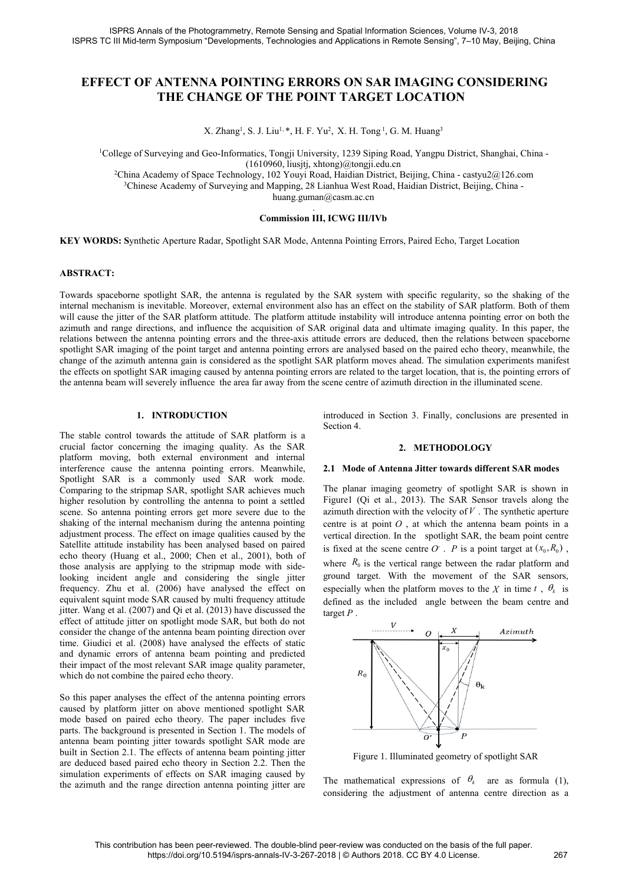# EFFECT OF ANTENNA POINTING ERRORS ON SAR IMAGING CONSIDERING THE CHANGE OF THE POINT TARGET LOCATION

X. Zhang[1], S. J. Liu[1,*], H. F. Yu[2], X. H. Tong[1], G. M. Huang[3]

[1]College of Surveying and Geo-Informatics, Tongji University, 1239 Siping Road, Yangpu District, Shanghai, China - (1610960, liusjtj, xhtong)@tongji.edu.cn

[2]China Academy of Space Technology, 102 Youyi Road, Haidian District, Beijing, China - castyu2@126.com

[3]Chinese Academy of Surveying and Mapping, 28 Lianhua West Road, Haidian District, Beijing, China - huang.guman@casm.ac.cn

**Commission III, ICWG III/IVb**

**KEY WORDS:** Synthetic Aperture Radar, Spotlight SAR Mode, Antenna Pointing Errors, Paired Echo, Target Location

**ABSTRACT:**

Towards spaceborne spotlight SAR, the antenna is regulated by the SAR system with specific regularity, so the shaking of the internal mechanism is inevitable. Moreover, external environment also has an effect on the stability of SAR platform. Both of them will cause the jitter of the SAR platform attitude. The platform attitude instability will introduce antenna pointing error on both the azimuth and range directions, and influence the acquisition of SAR original data and ultimate imaging quality. In this paper, the relations between the antenna pointing errors and the three-axis attitude errors are deduced, then the relations between spaceborne spotlight SAR imaging of the point target and antenna pointing errors are analysed based on the paired echo theory, meanwhile, the change of the azimuth antenna gain is considered as the spotlight SAR platform moves ahead. The simulation experiments manifest the effects on spotlight SAR imaging caused by antenna pointing errors are related to the target location, that is, the pointing errors of the antenna beam will severely influence the area far away from the scene centre of azimuth direction in the illuminated scene.

## 1. INTRODUCTION

The stable control towards the attitude of SAR platform is a crucial factor concerning the imaging quality. As the SAR platform moving, both external environment and internal interference cause the antenna pointing errors. Meanwhile, Spotlight SAR is a commonly used SAR work mode. Comparing to the stripmap SAR, spotlight SAR achieves much higher resolution by controlling the antenna to point a settled scene. So antenna pointing errors get more severe due to the shaking of the internal mechanism during the antenna pointing adjustment process. The effect on image qualities caused by the Satellite attitude instability has been analysed based on paired echo theory (Huang et al., 2000; Chen et al., 2001), both of those analysis are applying to the stripmap mode with side-looking incident angle and considering the single jitter frequency. Zhu et al. (2006) have analysed the effect on equivalent squint mode SAR caused by multi frequency attitude jitter. Wang et al. (2007) and Qi et al. (2013) have discussed the effect of attitude jitter on spotlight mode SAR, but both do not consider the change of the antenna beam pointing direction over time. Giudici et al. (2008) have analysed the effects of static and dynamic errors of antenna beam pointing and predicted their impact of the most relevant SAR image quality parameter, which do not combine the paired echo theory.

So this paper analyses the effect of the antenna pointing errors caused by platform jitter on above mentioned spotlight SAR mode based on paired echo theory. The paper includes five parts. The background is presented in Section 1. The models of antenna beam pointing jitter towards spotlight SAR mode are built in Section 2.1. The effects of antenna beam pointing jitter are deduced based paired echo theory in Section 2.2. Then the simulation experiments of effects on SAR imaging caused by the azimuth and the range direction antenna pointing jitter are introduced in Section 3. Finally, conclusions are presented in Section 4.

## 2. METHODOLOGY

### 2.1 Mode of Antenna Jitter towards different SAR modes

The planar imaging geometry of spotlight SAR is shown in Figure1 (Qi et al., 2013). The SAR Sensor travels along the azimuth direction with the velocity of $V$. The synthetic aperture centre is at point $O$, at which the antenna beam points in a vertical direction. In the spotlight SAR, the beam point centre is fixed at the scene centre $O'$. $P$ is a point target at $(x_0, R_0)$, where $R_0$ is the vertical range between the radar platform and ground target. With the movement of the SAR sensors, especially when the platform moves to the $X$ in time $t$, $\theta_k$ is defined as the included angle between the beam centre and target $P$.

Figure 1. Illuminated geometry of spotlight SAR

The mathematical expressions of $\theta_k$ are as formula (1), considering the adjustment of antenna centre direction as a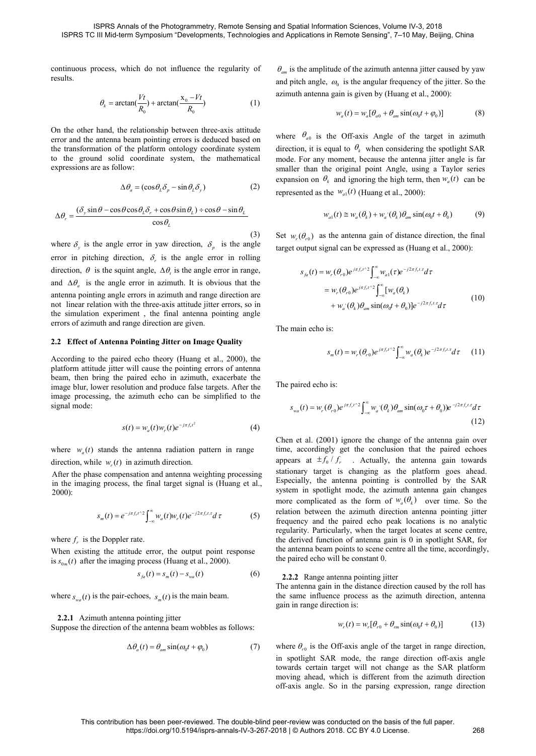continuous process, which do not influence the regularity of results.

$$\theta_k = \arctan(\frac{Vt}{R_0}) + \arctan(\frac{x_0 - Vt}{R_0}) \tag{1}$$

On the other hand, the relationship between three-axis attitude error and the antenna beam pointing errors is deduced based on the transformation of the platform ontology coordinate system to the ground solid coordinate system, the mathematical expressions are as follow:

$$\Delta\theta_a = (\cos\theta_L \delta_p - \sin\theta_L \delta_y) \tag{2}$$

$$\Delta\theta_r = \frac{(\delta_y \sin\theta - \cos\theta\cos\theta_L \delta_r + \cos\theta\sin\theta_L) \div \cos\theta - \sin\theta_L}{\cos\theta_L} \tag{3}$$

where $\delta_y$ is the angle error in yaw direction, $\delta_p$ is the angle error in pitching direction, $\delta_r$ is the angle error in rolling direction, $\theta$ is the squint angle, $\Delta\theta_r$ is the angle error in range, and $\Delta\theta_a$ is the angle error in azimuth. It is obvious that the antenna pointing angle errors in azimuth and range direction are not linear relation with the three-axis attitude jitter errors, so in the simulation experiment , the final antenna pointing angle errors of azimuth and range direction are given.

### 2.2 Effect of Antenna Pointing Jitter on Image Quality

According to the paired echo theory (Huang et al., 2000), the platform attitude jitter will cause the pointing errors of antenna beam, then bring the paired echo in azimuth, exacerbate the image blur, lower resolution and produce false targets. After the image processing, the azimuth echo can be simplified to the signal mode:

$$s(t) = w_a(t) w_r(t) e^{-j\pi f_r t^2} \tag{4}$$

where $w_a(t)$ stands the antenna radiation pattern in range direction, while $w_r(t)$ in azimuth direction.

After the phase compensation and antenna weighting processing in the imaging process, the final target signal is (Huang et al., 2000):

$$s_m(t) = e^{-j\pi f_r t^{\wedge}2} \int_{-\infty}^{\infty} w_a(t) w_r(t) e^{-j2\pi f_r t \cdot \tau} d\,\tau \tag{5}$$

where $f_r$ is the Doppler rate.

When existing the attitude error, the output point response is $s_{0m}(t)$ after the imaging process (Huang et al., 2000).

$$s_{fa}(t) = s_m(t) - s_{wa}(t) \tag{6}$$

where $s_{wa}(t)$ is the pair-echoes, $s_m(t)$ is the main beam.

#### 2.2.1 Azimuth antenna pointing jitter

Suppose the direction of the antenna beam wobbles as follows:

$$\Delta\theta_a(t) = \theta_{am} \sin(\omega_0 t + \varphi_0) \tag{7}$$

$\theta_{am}$ is the amplitude of the azimuth antenna jitter caused by yaw and pitch angle, $\omega_0$ is the angular frequency of the jitter. So the azimuth antenna gain is given by (Huang et al., 2000):

$$w_a(t) = w_a[\theta_{a0} + \theta_{am}\sin(\omega_0 t + \varphi_0)] \tag{8}$$

where $\theta_{a0}$ is the Off-axis Angle of the target in azimuth direction, it is equal to $\theta_k$ when considering the spotlight SAR mode. For any moment, because the antenna jitter angle is far smaller than the original point Angle, using a Taylor series expansion on $\theta_k$ and ignoring the high term, then $w_a(t)$ can be represented as the $w_{a1}(t)$ (Huang et al., 2000):

$$w_{a1}(t) \cong w_a(\theta_k) + w_a^{\cdot}(\theta_k)\theta_{am}\sin(\omega_0 t + \theta_0) \tag{9}$$

Set $w_r(\theta_{r0})$ as the antenna gain of distance direction, the final target output signal can be expressed as (Huang et al., 2000):

$$\begin{aligned} s_{fa}(t) &= w_r(\theta_{r0}) e^{j\pi f_r t^{\wedge}2} \int_{-\infty}^{\infty} w_{a1}(\tau) e^{-j2\pi f_r t \cdot \tau} d\tau \\ &= w_r(\theta_{r0}) e^{j\pi f_r t^{\wedge}2} \int_{-\infty}^{\infty} [w_a(\theta_k) \\ &\quad + w_a^{\cdot}(\theta_k)\theta_{am}\sin(\omega_0 t + \theta_0)] e^{-j2\pi f_r t \cdot \tau} d\tau \end{aligned} \tag{10}$$

The main echo is:

$$s_m(t) = w_r(\theta_{r0}) e^{j\pi f_r t^{\wedge}2} \int_{-\infty}^{\infty} w_a(\theta_k) e^{-j2\pi f_r t \cdot \tau} d\tau \tag{11}$$

The paired echo is:

$$s_{wa}(t) = w_r(\theta_{r0}) e^{j\pi f_r t^{\wedge}2} \int_{-\infty}^{\infty} w_a^{\cdot}(\theta_k)\theta_{am}\sin(\omega_0 \tau + \theta_0)) e^{-j2\pi f_r t \cdot \tau} d\tau \tag{12}$$

Chen et al. (2001) ignore the change of the antenna gain over time, accordingly get the conclusion that the paired echoes appears at $\pm f_0 / f_r$ . Actually, the antenna gain towards stationary target is changing as the platform goes ahead. Especially, the antenna pointing is controlled by the SAR system in spotlight mode, the azimuth antenna gain changes more complicated as the form of $w_a(\theta_k)$ over time. So the relation between the azimuth direction antenna pointing jitter frequency and the paired echo peak locations is no analytic regularity. Particularly, when the target locates at scene centre, the derived function of antenna gain is 0 in spotlight SAR, for the antenna beam points to scene centre all the time, accordingly, the paired echo will be constant 0.

#### 2.2.2 Range antenna pointing jitter

The antenna gain in the distance direction caused by the roll has the same influence process as the azimuth direction, antenna gain in range direction is:

$$w_r(t) = w_r[\theta_{r0} + \theta_{rm}\sin(\omega_0 t + \theta_0)] \tag{13}$$

where $\theta_{r0}$ is the Off-axis angle of the target in range direction, in spotlight SAR mode, the range direction off-axis angle towards certain target will not change as the SAR platform moving ahead, which is different from the azimuth direction off-axis angle. So in the parsing expression, range direction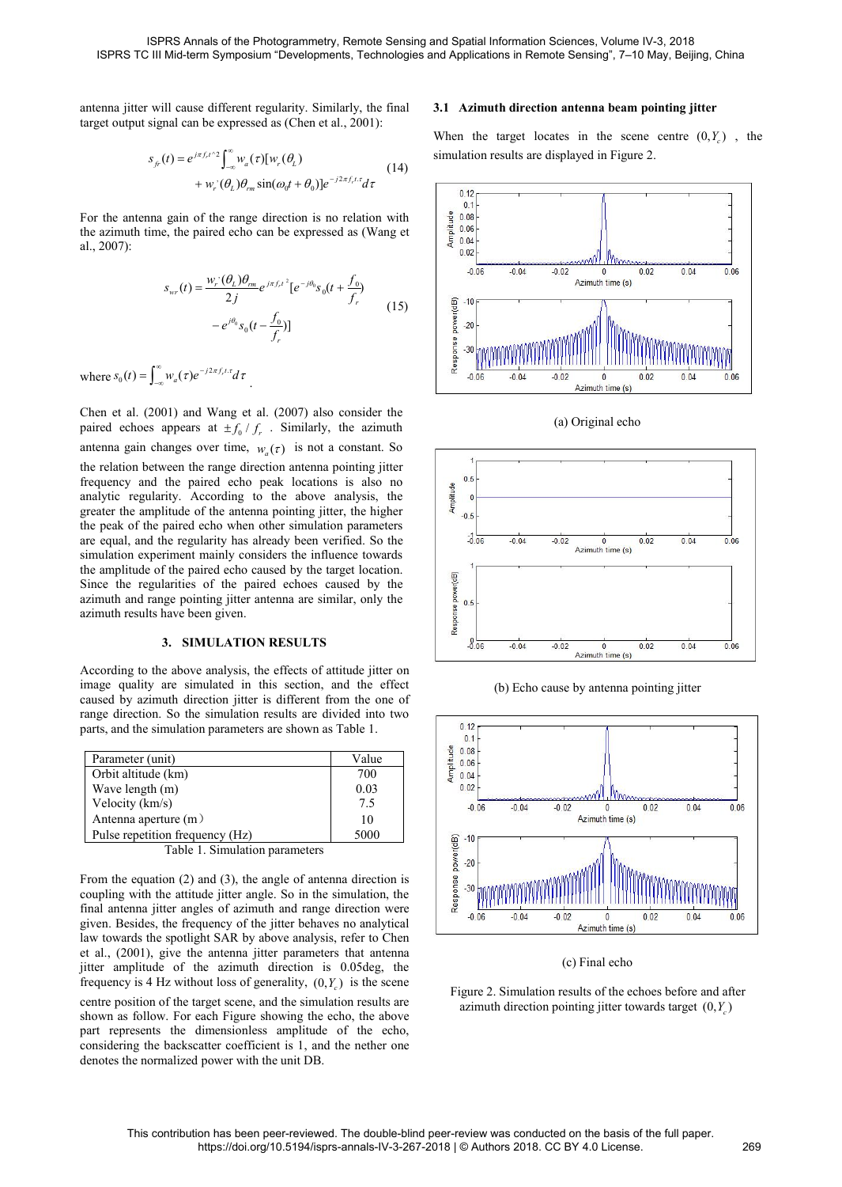antenna jitter will cause different regularity. Similarly, the final target output signal can be expressed as (Chen et al., 2001):

$$s_{fr}(t) = e^{j\pi f_r t^{\wedge}2}\int_{-\infty}^{\infty} w_a(\tau)[w_r(\theta_L) + w_r^{'}(\theta_L)\theta_{rm}\sin(\omega_0 t+\theta_0)]e^{-j2\pi f_r t\tau}d\tau \tag{14}$$

For the antenna gain of the range direction is no relation with the azimuth time, the paired echo can be expressed as (Wang et al., 2007):

$$s_{wr}(t) = \frac{w_r^{'}(\theta_L)\theta_{rm}}{2j}e^{j\pi f_r t^2}[e^{-j\theta_0}s_0(t+\frac{f_0}{f_r}) - e^{j\theta_0}s_0(t-\frac{f_0}{f_r})] \tag{15}$$

where $s_0(t) = \int_{-\infty}^{\infty} w_a(\tau)e^{-j2\pi f_r t\tau}d\tau$.

Chen et al. (2001) and Wang et al. (2007) also consider the paired echoes appears at $\pm f_0/f_r$. Similarly, the azimuth antenna gain changes over time, $w_a(\tau)$ is not a constant. So the relation between the range direction antenna pointing jitter frequency and the paired echo peak locations is also no analytic regularity. According to the above analysis, the greater the amplitude of the antenna pointing jitter, the higher the peak of the paired echo when other simulation parameters are equal, and the regularity has already been verified. So the simulation experiment mainly considers the influence towards the amplitude of the paired echo caused by the target location. Since the regularities of the paired echoes caused by the azimuth and range pointing jitter antenna are similar, only the azimuth results have been given.

## 3. SIMULATION RESULTS

According to the above analysis, the effects of attitude jitter on image quality are simulated in this section, and the effect caused by azimuth direction jitter is different from the one of range direction. So the simulation results are divided into two parts, and the simulation parameters are shown as Table 1.

| Parameter (unit) | Value |
|---|---|
| Orbit altitude (km) | 700 |
| Wave length (m) | 0.03 |
| Velocity (km/s) | 7.5 |
| Antenna aperture (m) | 10 |
| Pulse repetition frequency (Hz) | 5000 |

Table 1. Simulation parameters

From the equation (2) and (3), the angle of antenna direction is coupling with the attitude jitter angle. So in the simulation, the final antenna jitter angles of azimuth and range direction were given. Besides, the frequency of the jitter behaves no analytical law towards the spotlight SAR by above analysis, refer to Chen et al., (2001), give the antenna jitter parameters that antenna jitter amplitude of the azimuth direction is 0.05deg, the frequency is 4 Hz without loss of generality, $(0, Y_c)$ is the scene centre position of the target scene, and the simulation results are shown as follow. For each Figure showing the echo, the above part represents the dimensionless amplitude of the echo, considering the backscatter coefficient is 1, and the nether one denotes the normalized power with the unit DB.

### 3.1 Azimuth direction antenna beam pointing jitter

When the target locates in the scene centre $(0, Y_c)$, the simulation results are displayed in Figure 2.

(a) Original echo

(b) Echo cause by antenna pointing jitter

(c) Final echo

Figure 2. Simulation results of the echoes before and after azimuth direction pointing jitter towards target $(0, Y_c)$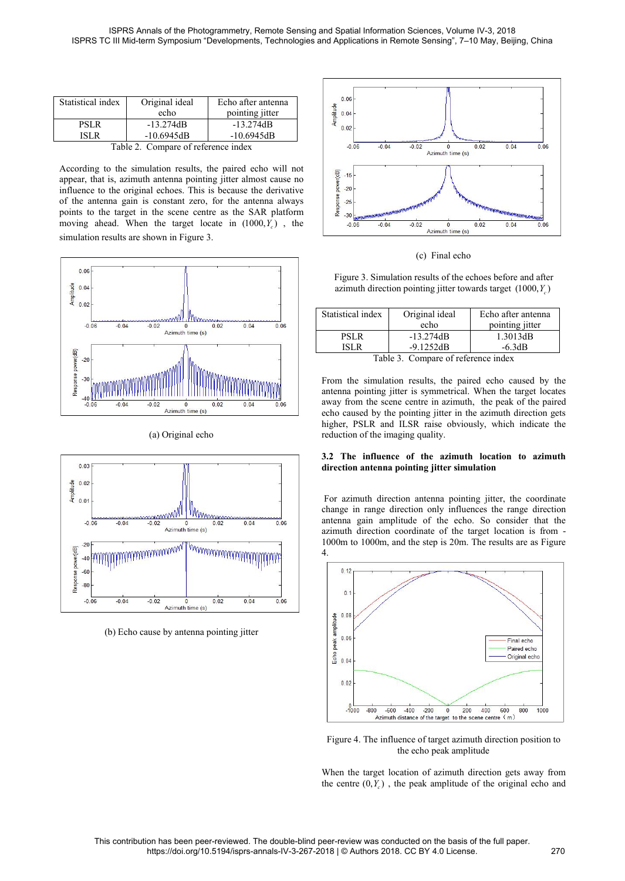| Statistical index | Original ideal echo | Echo after antenna pointing jitter |
| --- | --- | --- |
| PSLR | -13.274dB | -13.274dB |
| ISLR | -10.6945dB | -10.6945dB |

Table 2. Compare of reference index

According to the simulation results, the paired echo will not appear, that is, azimuth antenna pointing jitter almost cause no influence to the original echoes. This is because the derivative of the antenna gain is constant zero, for the antenna always points to the target in the scene centre as the SAR platform moving ahead. When the target locate in $(1000, Y_c)$, the simulation results are shown in Figure 3.

(a) Original echo

(b) Echo cause by antenna pointing jitter

(c) Final echo

Figure 3. Simulation results of the echoes before and after azimuth direction pointing jitter towards target $(1000, Y_c)$

| Statistical index | Original ideal echo | Echo after antenna pointing jitter |
| --- | --- | --- |
| PSLR | -13.274dB | 1.3013dB |
| ISLR | -9.1252dB | -6.3dB |

Table 3. Compare of reference index

From the simulation results, the paired echo caused by the antenna pointing jitter is symmetrical. When the target locates away from the scene centre in azimuth, the peak of the paired echo caused by the pointing jitter in the azimuth direction gets higher, PSLR and ILSR raise obviously, which indicate the reduction of the imaging quality.

### 3.2 The influence of the azimuth location to azimuth direction antenna pointing jitter simulation

For azimuth direction antenna pointing jitter, the coordinate change in range direction only influences the range direction antenna gain amplitude of the echo. So consider that the azimuth direction coordinate of the target location is from -1000m to 1000m, and the step is 20m. The results are as Figure 4.

Figure 4. The influence of target azimuth direction position to the echo peak amplitude

When the target location of azimuth direction gets away from the centre $(0, Y_c)$, the peak amplitude of the original echo and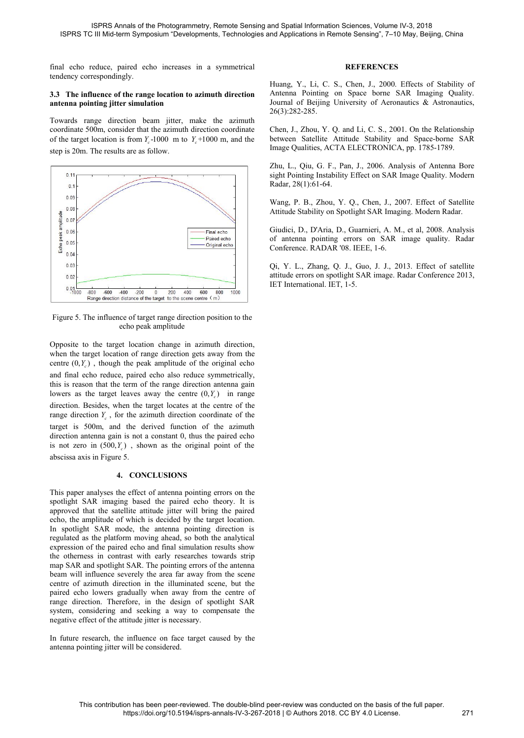final echo reduce, paired echo increases in a symmetrical tendency correspondingly.

### 3.3 The influence of the range location to azimuth direction antenna pointing jitter simulation

Towards range direction beam jitter, make the azimuth coordinate 500m, consider that the azimuth direction coordinate of the target location is from $Y_c$-1000 m to $Y_c$+1000 m, and the step is 20m. The results are as follow.

Echo peak amplitude
0.11
0.1
0.09
0.08
0.07
0.06
0.05
0.04
0.03
0.02
0.01
-1000 -800 -600 -400 -200 0 200 400 600 800 1000
Range direction distance of the target to the scene centre（m）
Final echo
Paired echo
Original echo

Figure 5. The influence of target range direction position to the echo peak amplitude

Opposite to the target location change in azimuth direction, when the target location of range direction gets away from the centre $(0, Y_c)$ , though the peak amplitude of the original echo and final echo reduce, paired echo also reduce symmetrically, this is reason that the term of the range direction antenna gain lowers as the target leaves away the centre $(0, Y_c)$ in range direction. Besides, when the target locates at the centre of the range direction $Y_c$ , for the azimuth direction coordinate of the target is 500m, and the derived function of the azimuth direction antenna gain is not a constant 0, thus the paired echo is not zero in $(500, Y_c)$ , shown as the original point of the abscissa axis in Figure 5.

## 4. CONCLUSIONS

This paper analyses the effect of antenna pointing errors on the spotlight SAR imaging based the paired echo theory. It is approved that the satellite attitude jitter will bring the paired echo, the amplitude of which is decided by the target location. In spotlight SAR mode, the antenna pointing direction is regulated as the platform moving ahead, so both the analytical expression of the paired echo and final simulation results show the otherness in contrast with early researches towards strip map SAR and spotlight SAR. The pointing errors of the antenna beam will influence severely the area far away from the scene centre of azimuth direction in the illuminated scene, but the paired echo lowers gradually when away from the centre of range direction. Therefore, in the design of spotlight SAR system, considering and seeking a way to compensate the negative effect of the attitude jitter is necessary.

In future research, the influence on face target caused by the antenna pointing jitter will be considered.

## REFERENCES

Huang, Y., Li, C. S., Chen, J., 2000. Effects of Stability of Antenna Pointing on Space borne SAR Imaging Quality. Journal of Beijing University of Aeronautics & Astronautics, 26(3):282-285.

Chen, J., Zhou, Y. Q. and Li, C. S., 2001. On the Relationship between Satellite Attitude Stability and Space-borne SAR Image Qualities, ACTA ELECTRONICA, pp. 1785-1789.

Zhu, L., Qiu, G. F., Pan, J., 2006. Analysis of Antenna Bore sight Pointing Instability Effect on SAR Image Quality. Modern Radar, 28(1):61-64.

Wang, P. B., Zhou, Y. Q., Chen, J., 2007. Effect of Satellite Attitude Stability on Spotlight SAR Imaging. Modern Radar.

Giudici, D., D'Aria, D., Guarnieri, A. M., et al, 2008. Analysis of antenna pointing errors on SAR image quality. Radar Conference. RADAR '08. IEEE, 1-6.

Qi, Y. L., Zhang, Q. J., Guo, J. J., 2013. Effect of satellite attitude errors on spotlight SAR image. Radar Conference 2013, IET International. IET, 1-5.